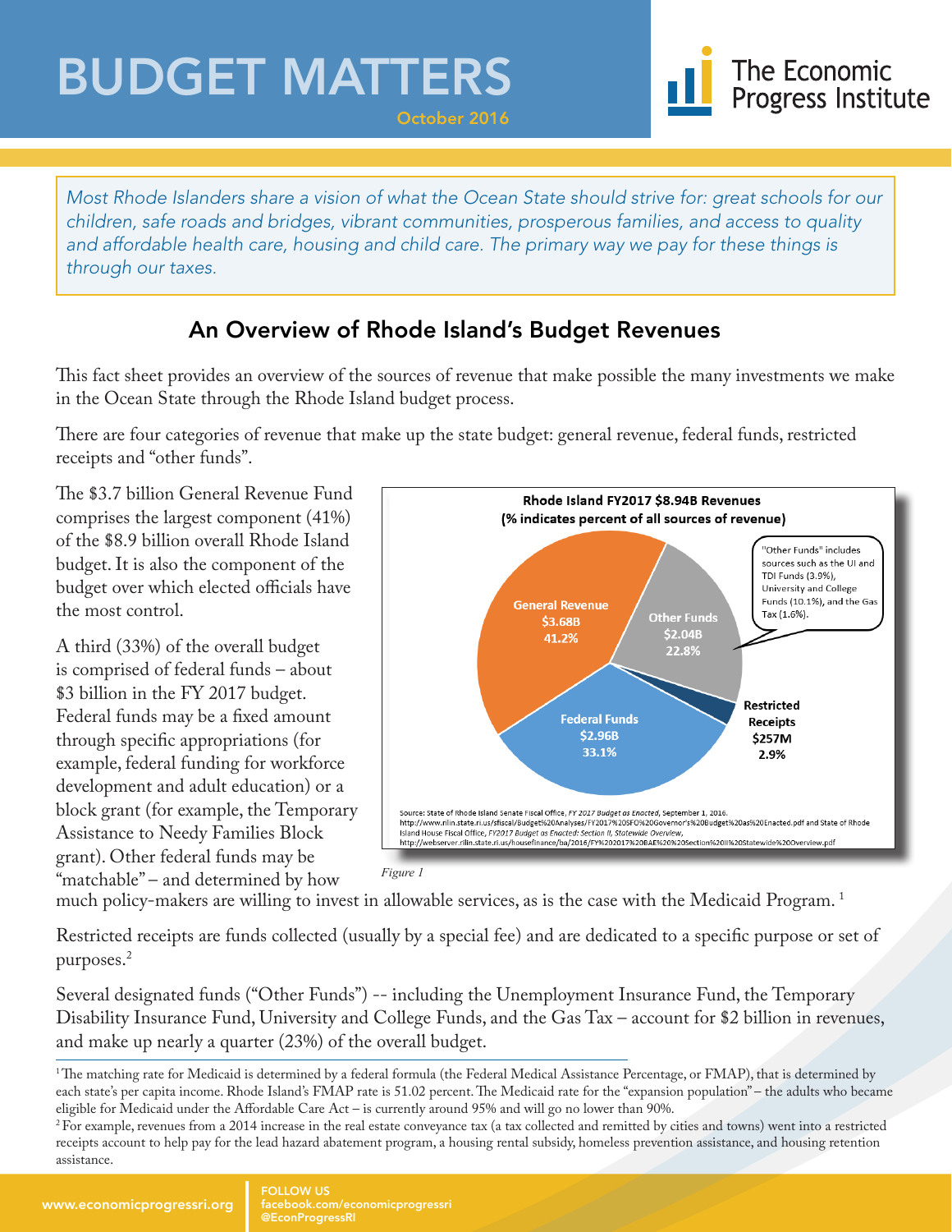# BUDGET MATTERS

October 2016

The Economic Progress Institute

*Most Rhode Islanders share a vision of what the Ocean State should strive for: great schools for our children, safe roads and bridges, vibrant communities, prosperous families, and access to quality and affordable health care, housing and child care. The primary way we pay for these things is through our taxes.*

## An Overview of Rhode Island's Budget Revenues

This fact sheet provides an overview of the sources of revenue that make possible the many investments we make in the Ocean State through the Rhode Island budget process.

There are four categories of revenue that make up the state budget: general revenue, federal funds, restricted receipts and "other funds".

The $3.7 billion General Revenue Fund comprises the largest component (41%) of the $8.9 billion overall Rhode Island budget. It is also the component of the budget over which elected officials have the most control.

A third (33%) of the overall budget is comprised of federal funds – about $3 billion in the FY 2017 budget. Federal funds may be a fixed amount through specific appropriations (for example, federal funding for workforce development and adult education) or a block grant (for example, the Temporary Assistance to Needy Families Block grant). Other federal funds may be "matchable" – and determined by how much policy-makers are willing to invest in allowable services, as is the case with the Medicaid Program.[1]

**Rhode Island FY2017 $8.94B Revenues**
**(% indicates percent of all sources of revenue)**

| Source | Amount | Percent |
|---|---|---|
| General Revenue | $3.68B | 41.2% |
| Federal Funds | $2.96B | 33.1% |
| Other Funds | $2.04B | 22.8% |
| Restricted Receipts | $257M | 2.9% |

"Other Funds" includes sources such as the UI and TDI Funds (3.9%), University and College Funds (10.1%), and the Gas Tax (1.6%).

Source: State of Rhode Island Senate Fiscal Office, *FY 2017 Budget as Enacted*, September 1, 2016. http://www.rilin.state.ri.us/sfiscal/Budget%20Analyses/FY2017%20SFO%20Governor's%20Budget%20as%20Enacted.pdf and State of Rhode Island House Fiscal Office, *FY2017 Budget as Enacted: Section II, Statewide Overview*, http://webserver.rilin.state.ri.us/housefinance/ba/2016/FY%202017%20BAE%20%20Section%20II%20Statewide%20Overview.pdf

*Figure 1*

Restricted receipts are funds collected (usually by a special fee) and are dedicated to a specific purpose or set of purposes.[2]

Several designated funds ("Other Funds") -- including the Unemployment Insurance Fund, the Temporary Disability Insurance Fund, University and College Funds, and the Gas Tax – account for $2 billion in revenues, and make up nearly a quarter (23%) of the overall budget.

[1] The matching rate for Medicaid is determined by a federal formula (the Federal Medical Assistance Percentage, or FMAP), that is determined by each state's per capita income. Rhode Island's FMAP rate is 51.02 percent. The Medicaid rate for the "expansion population" – the adults who became eligible for Medicaid under the Affordable Care Act – is currently around 95% and will go no lower than 90%.

[2] For example, revenues from a 2014 increase in the real estate conveyance tax (a tax collected and remitted by cities and towns) went into a restricted receipts account to help pay for the lead hazard abatement program, a housing rental subsidy, homeless prevention assistance, and housing retention assistance.

www.economicprogressri.org

FOLLOW US
facebook.com/economicprogressri
@EconProgressRI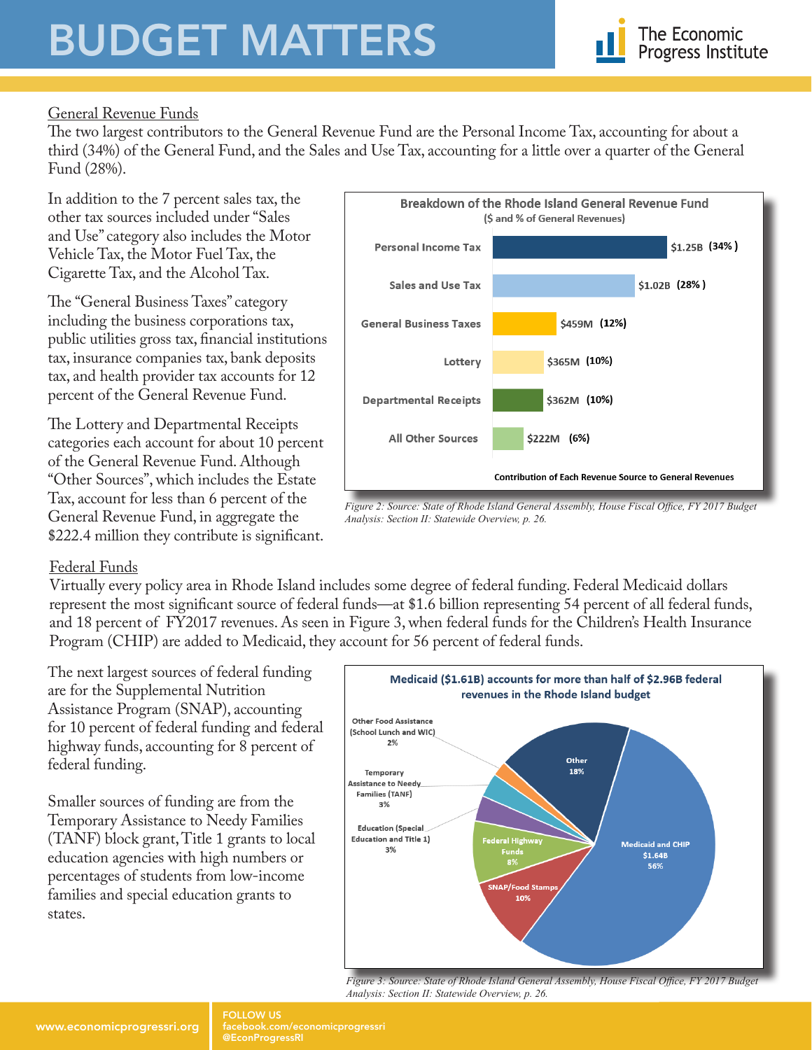### General Revenue Funds

The two largest contributors to the General Revenue Fund are the Personal Income Tax, accounting for about a third (34%) of the General Fund, and the Sales and Use Tax, accounting for a little over a quarter of the General Fund (28%).

In addition to the 7 percent sales tax, the other tax sources included under "Sales and Use" category also includes the Motor Vehicle Tax, the Motor Fuel Tax, the Cigarette Tax, and the Alcohol Tax.

The "General Business Taxes" category including the business corporations tax, public utilities gross tax, financial institutions tax, insurance companies tax, bank deposits tax, and health provider tax accounts for 12 percent of the General Revenue Fund.

The Lottery and Departmental Receipts categories each account for about 10 percent of the General Revenue Fund. Although "Other Sources", which includes the Estate Tax, account for less than 6 percent of the General Revenue Fund, in aggregate the $222.4 million they contribute is significant.

Breakdown of the Rhode Island General Revenue Fund
($ and % of General Revenues)

Personal Income Tax $1.25B (34%)
Sales and Use Tax $1.02B (28%)
General Business Taxes $459M (12%)
Lottery $365M (10%)
Departmental Receipts $362M (10%)
All Other Sources $222M (6%)

Contribution of Each Revenue Source to General Revenues

*Figure 2: Source: State of Rhode Island General Assembly, House Fiscal Office, FY 2017 Budget Analysis: Section II: Statewide Overview, p. 26.*

### Federal Funds

Virtually every policy area in Rhode Island includes some degree of federal funding. Federal Medicaid dollars represent the most significant source of federal funds—at $1.6 billion representing 54 percent of all federal funds, and 18 percent of FY2017 revenues. As seen in Figure 3, when federal funds for the Children's Health Insurance Program (CHIP) are added to Medicaid, they account for 56 percent of federal funds.

The next largest sources of federal funding are for the Supplemental Nutrition Assistance Program (SNAP), accounting for 10 percent of federal funding and federal highway funds, accounting for 8 percent of federal funding.

Smaller sources of funding are from the Temporary Assistance to Needy Families (TANF) block grant, Title 1 grants to local education agencies with high numbers or percentages of students from low-income families and special education grants to states.

Medicaid ($1.61B) accounts for more than half of $2.96B federal revenues in the Rhode Island budget

Other Food Assistance (School Lunch and WIC) 2%
Temporary Assistance to Needy Families (TANF) 3%
Education (Special Education and Title 1) 3%
Other 18%
Federal Highway Funds 8%
SNAP/Food Stamps 10%
Medicaid and CHIP $1.64B 56%

*Figure 3: Source: State of Rhode Island General Assembly, House Fiscal Office, FY 2017 Budget Analysis: Section II: Statewide Overview, p. 26.*